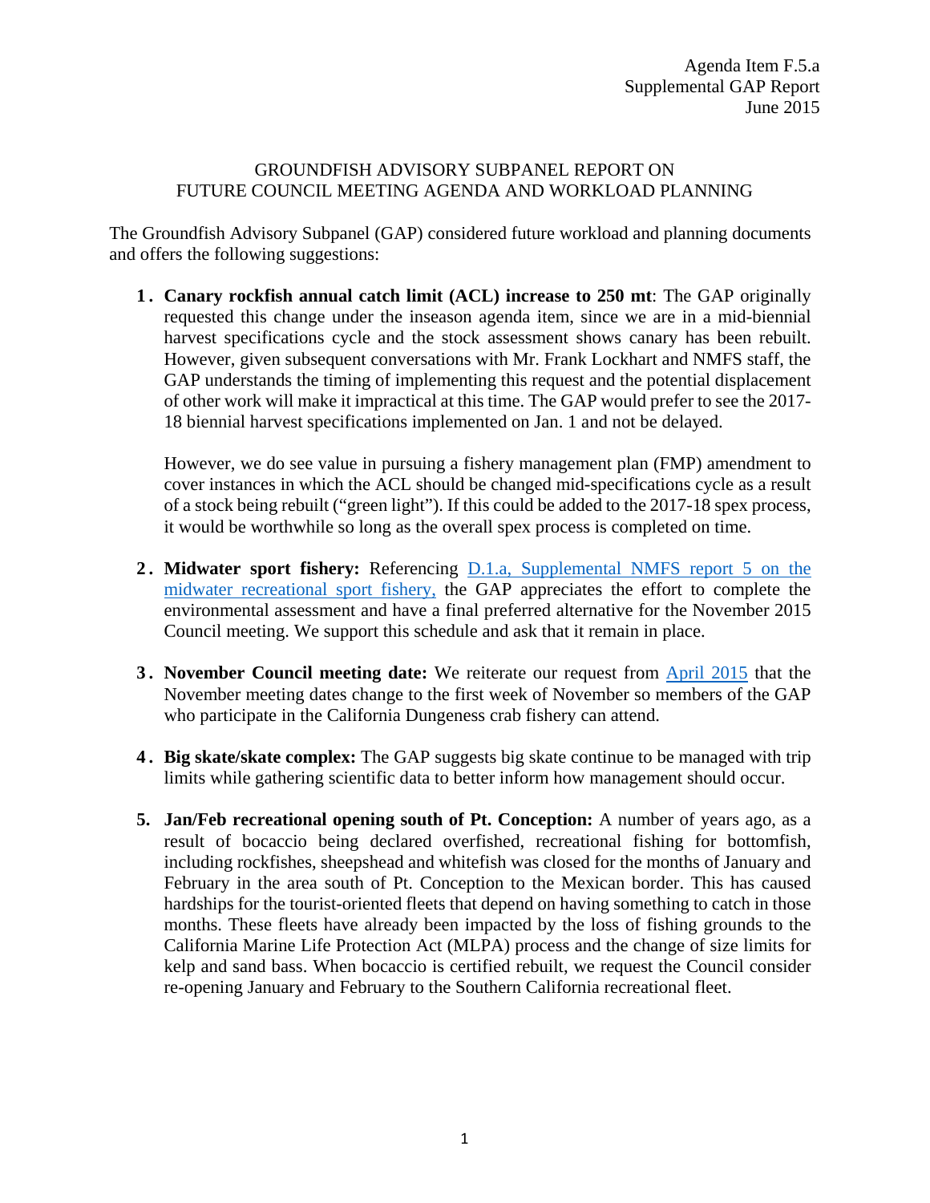Agenda Item F.5.a
Supplemental GAP Report
June 2015

GROUNDFISH ADVISORY SUBPANEL REPORT ON
FUTURE COUNCIL MEETING AGENDA AND WORKLOAD PLANNING

The Groundfish Advisory Subpanel (GAP) considered future workload and planning documents and offers the following suggestions:

1. **Canary rockfish annual catch limit (ACL) increase to 250 mt**: The GAP originally requested this change under the inseason agenda item, since we are in a mid-biennial harvest specifications cycle and the stock assessment shows canary has been rebuilt. However, given subsequent conversations with Mr. Frank Lockhart and NMFS staff, the GAP understands the timing of implementing this request and the potential displacement of other work will make it impractical at this time. The GAP would prefer to see the 2017-18 biennial harvest specifications implemented on Jan. 1 and not be delayed.

   However, we do see value in pursuing a fishery management plan (FMP) amendment to cover instances in which the ACL should be changed mid-specifications cycle as a result of a stock being rebuilt ("green light"). If this could be added to the 2017-18 spex process, it would be worthwhile so long as the overall spex process is completed on time.

2. **Midwater sport fishery:** Referencing D.1.a, Supplemental NMFS report 5 on the midwater recreational sport fishery, the GAP appreciates the effort to complete the environmental assessment and have a final preferred alternative for the November 2015 Council meeting. We support this schedule and ask that it remain in place.

3. **November Council meeting date:** We reiterate our request from April 2015 that the November meeting dates change to the first week of November so members of the GAP who participate in the California Dungeness crab fishery can attend.

4. **Big skate/skate complex:** The GAP suggests big skate continue to be managed with trip limits while gathering scientific data to better inform how management should occur.

5. **Jan/Feb recreational opening south of Pt. Conception:** A number of years ago, as a result of bocaccio being declared overfished, recreational fishing for bottomfish, including rockfishes, sheepshead and whitefish was closed for the months of January and February in the area south of Pt. Conception to the Mexican border. This has caused hardships for the tourist-oriented fleets that depend on having something to catch in those months. These fleets have already been impacted by the loss of fishing grounds to the California Marine Life Protection Act (MLPA) process and the change of size limits for kelp and sand bass. When bocaccio is certified rebuilt, we request the Council consider re-opening January and February to the Southern California recreational fleet.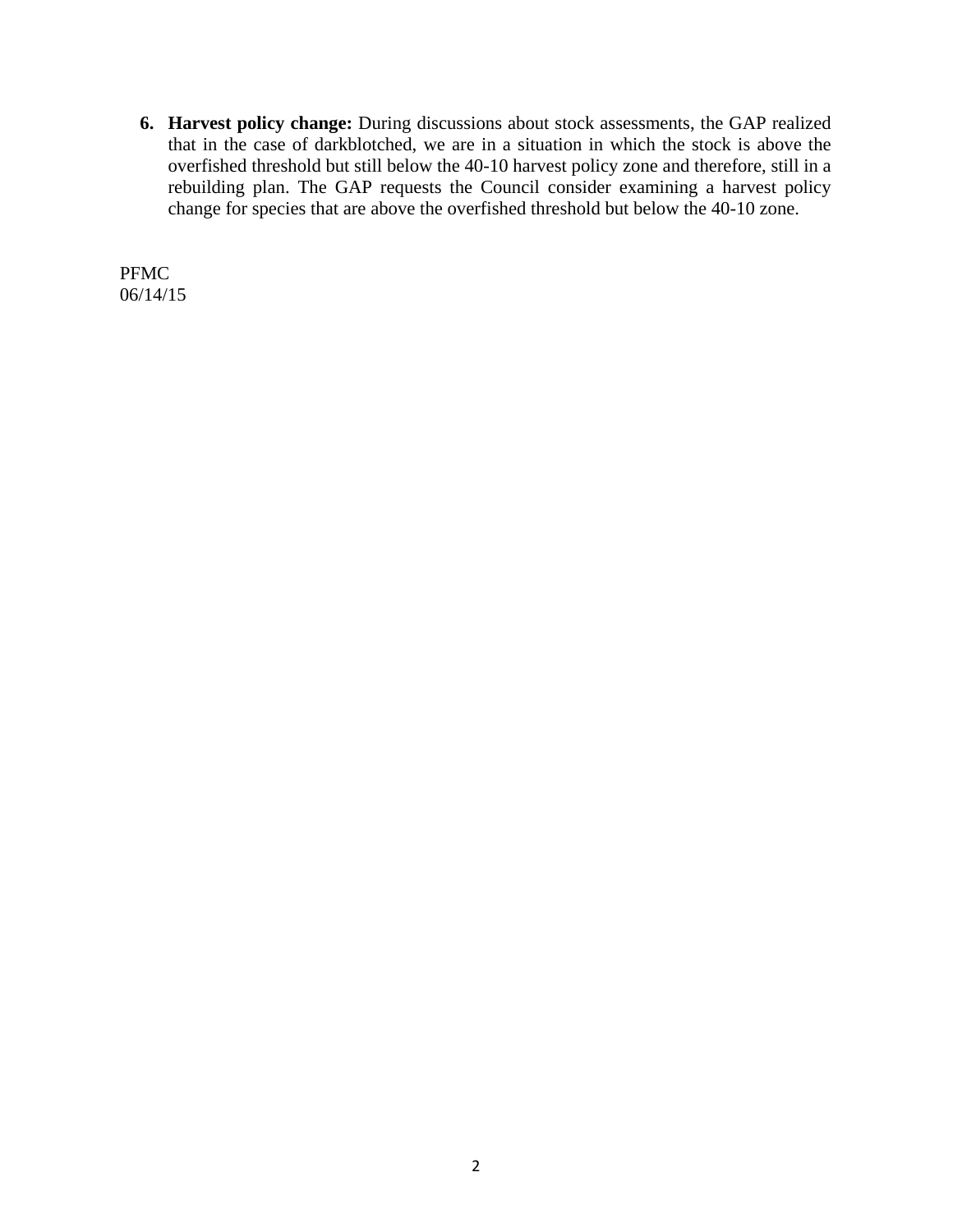6. **Harvest policy change:** During discussions about stock assessments, the GAP realized that in the case of darkblotched, we are in a situation in which the stock is above the overfished threshold but still below the 40-10 harvest policy zone and therefore, still in a rebuilding plan. The GAP requests the Council consider examining a harvest policy change for species that are above the overfished threshold but below the 40-10 zone.

PFMC
06/14/15